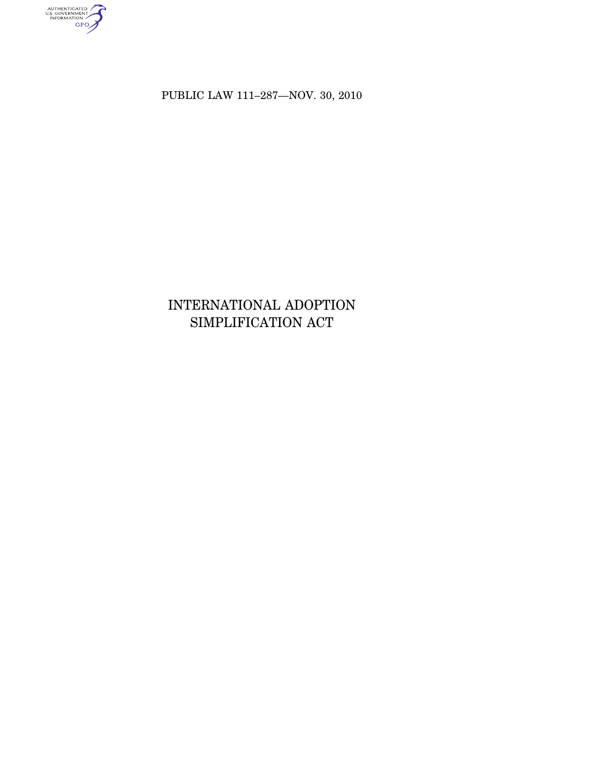PUBLIC LAW 111–287—NOV. 30, 2010

# INTERNATIONAL ADOPTION SIMPLIFICATION ACT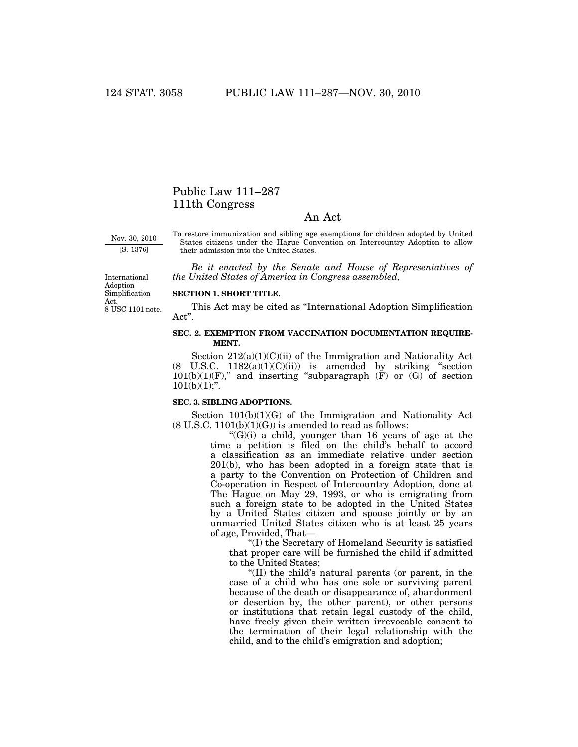# Public Law 111–287
# 111th Congress

## An Act

Nov. 30, 2010
[S. 1376]

To restore immunization and sibling age exemptions for children adopted by United States citizens under the Hague Convention on Intercountry Adoption to allow their admission into the United States.

*Be it enacted by the Senate and House of Representatives of the United States of America in Congress assembled,*

International Adoption Simplification Act.
8 USC 1101 note.

**SECTION 1. SHORT TITLE.**

This Act may be cited as "International Adoption Simplification Act".

**SEC. 2. EXEMPTION FROM VACCINATION DOCUMENTATION REQUIREMENT.**

Section 212(a)(1)(C)(ii) of the Immigration and Nationality Act (8 U.S.C. 1182(a)(1)(C)(ii)) is amended by striking "section 101(b)(1)(F)," and inserting "subparagraph (F) or (G) of section 101(b)(1);".

**SEC. 3. SIBLING ADOPTIONS.**

Section 101(b)(1)(G) of the Immigration and Nationality Act (8 U.S.C. 1101(b)(1)(G)) is amended to read as follows:

"(G)(i) a child, younger than 16 years of age at the time a petition is filed on the child's behalf to accord a classification as an immediate relative under section 201(b), who has been adopted in a foreign state that is a party to the Convention on Protection of Children and Co-operation in Respect of Intercountry Adoption, done at The Hague on May 29, 1993, or who is emigrating from such a foreign state to be adopted in the United States by a United States citizen and spouse jointly or by an unmarried United States citizen who is at least 25 years of age, Provided, That—

"(I) the Secretary of Homeland Security is satisfied that proper care will be furnished the child if admitted to the United States;

"(II) the child's natural parents (or parent, in the case of a child who has one sole or surviving parent because of the death or disappearance of, abandonment or desertion by, the other parent), or other persons or institutions that retain legal custody of the child, have freely given their written irrevocable consent to the termination of their legal relationship with the child, and to the child's emigration and adoption;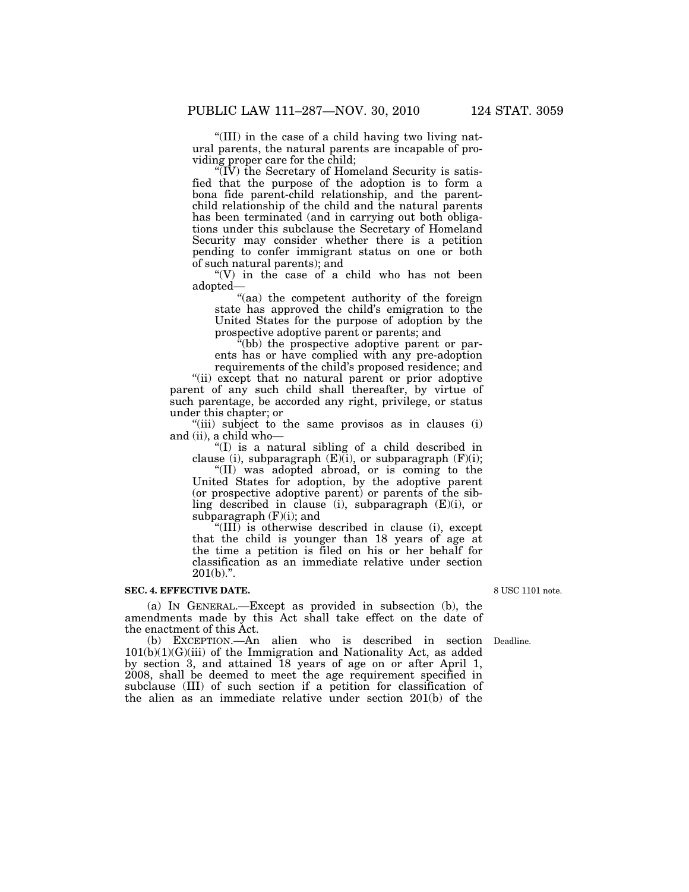"(III) in the case of a child having two living natural parents, the natural parents are incapable of providing proper care for the child;

"(IV) the Secretary of Homeland Security is satisfied that the purpose of the adoption is to form a bona fide parent-child relationship, and the parent-child relationship of the child and the natural parents has been terminated (and in carrying out both obligations under this subclause the Secretary of Homeland Security may consider whether there is a petition pending to confer immigrant status on one or both of such natural parents); and

"(V) in the case of a child who has not been adopted—

"(aa) the competent authority of the foreign state has approved the child's emigration to the United States for the purpose of adoption by the prospective adoptive parent or parents; and

"(bb) the prospective adoptive parent or parents has or have complied with any pre-adoption requirements of the child's proposed residence; and

"(ii) except that no natural parent or prior adoptive parent of any such child shall thereafter, by virtue of such parentage, be accorded any right, privilege, or status under this chapter; or

"(iii) subject to the same provisos as in clauses (i) and (ii), a child who—

"(I) is a natural sibling of a child described in clause (i), subparagraph (E)(i), or subparagraph (F)(i);

"(II) was adopted abroad, or is coming to the United States for adoption, by the adoptive parent (or prospective adoptive parent) or parents of the sibling described in clause (i), subparagraph (E)(i), or subparagraph (F)(i); and

"(III) is otherwise described in clause (i), except that the child is younger than 18 years of age at the time a petition is filed on his or her behalf for classification as an immediate relative under section 201(b).".

**SEC. 4. EFFECTIVE DATE.**

8 USC 1101 note.

(a) IN GENERAL.—Except as provided in subsection (b), the amendments made by this Act shall take effect on the date of the enactment of this Act.

Deadline.

(b) EXCEPTION.—An alien who is described in section 101(b)(1)(G)(iii) of the Immigration and Nationality Act, as added by section 3, and attained 18 years of age on or after April 1, 2008, shall be deemed to meet the age requirement specified in subclause (III) of such section if a petition for classification of the alien as an immediate relative under section 201(b) of the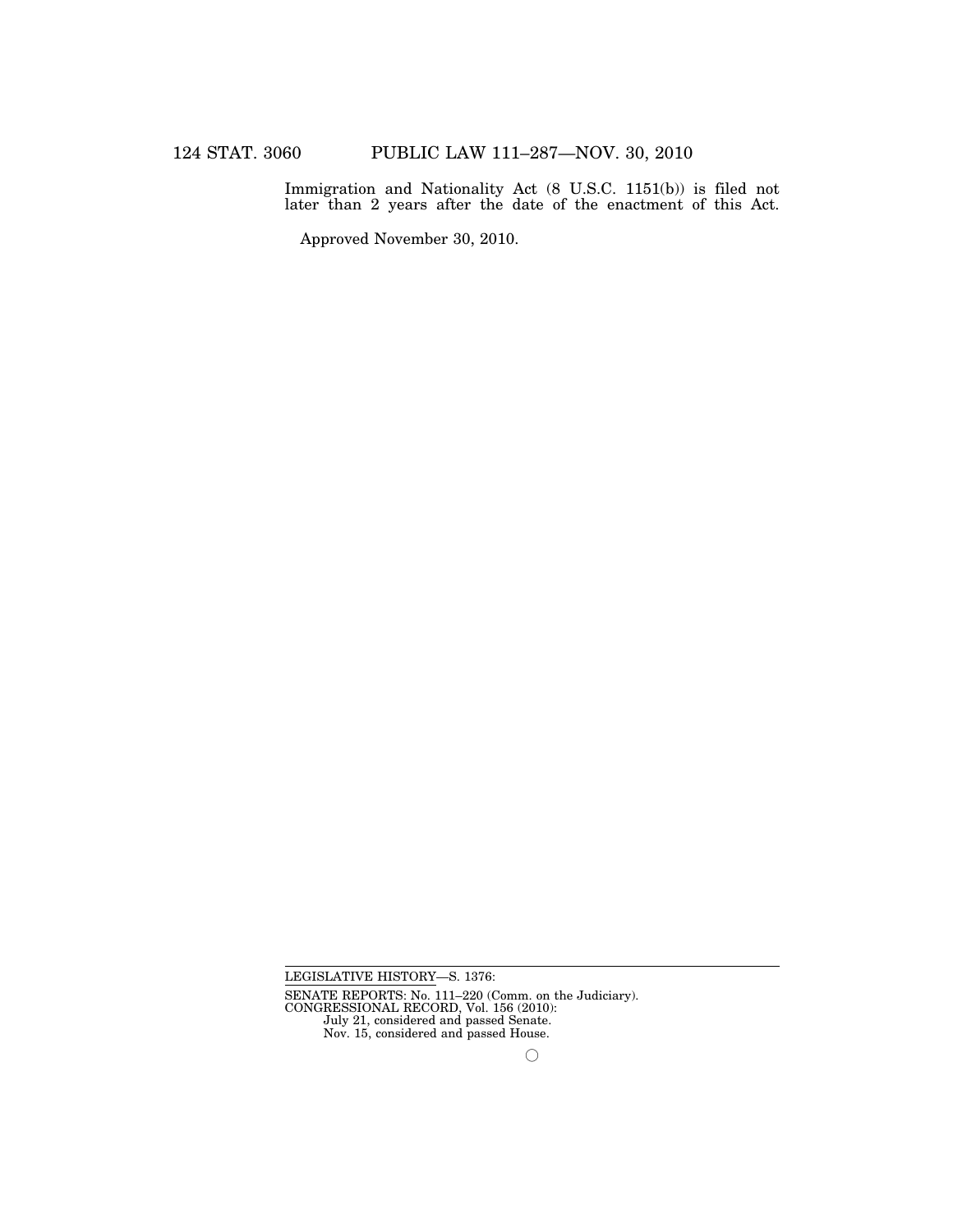Immigration and Nationality Act (8 U.S.C. 1151(b)) is filed not later than 2 years after the date of the enactment of this Act.

Approved November 30, 2010.

---

LEGISLATIVE HISTORY—S. 1376:

SENATE REPORTS: No. 111–220 (Comm. on the Judiciary).
CONGRESSIONAL RECORD, Vol. 156 (2010):
July 21, considered and passed Senate.
Nov. 15, considered and passed House.